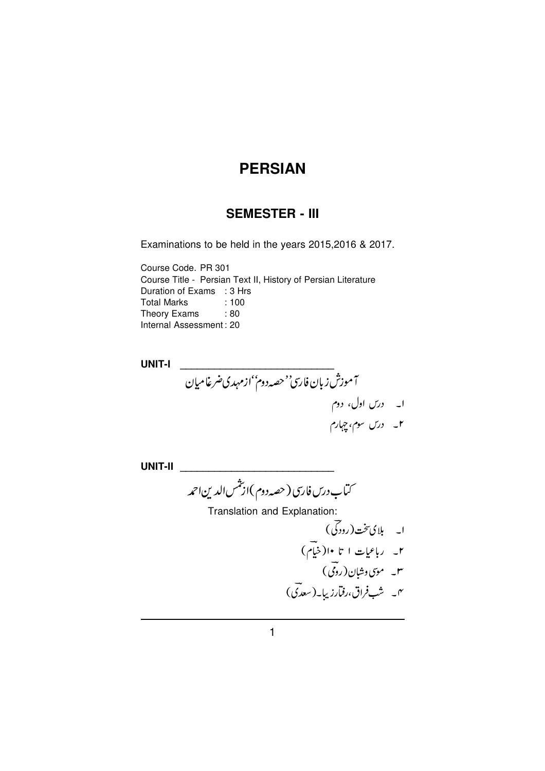# PERSIAN

## SEMESTER - III

Examinations to be held in the years 2015,2016 & 2017.

Course Code. PR 301
Course Title - Persian Text II, History of Persian Literature
Duration of Exams : 3 Hrs
Total Marks : 100
Theory Exams : 80
Internal Assessment : 20

**UNIT-I**

آموزش زبان فارسی "حصہ دوم" از مہدی ضرغامیان

۱۔ درس اول، دوم

۲۔ درس سوم، چہارم

**UNIT-II**

کتاب درس فارسی (حصہ دوم) از شمس الدین احمد

Translation and Explanation:

۱۔ بلای سخت (رودکیؔ)

۲۔ رباعیات ۱ تا ۱۰ (خیامؔ)

۳۔ موسیٰ و شبان (رومیؔ)

۴۔ شب فراق، رفتار زیبا۔ (سعدیؔ)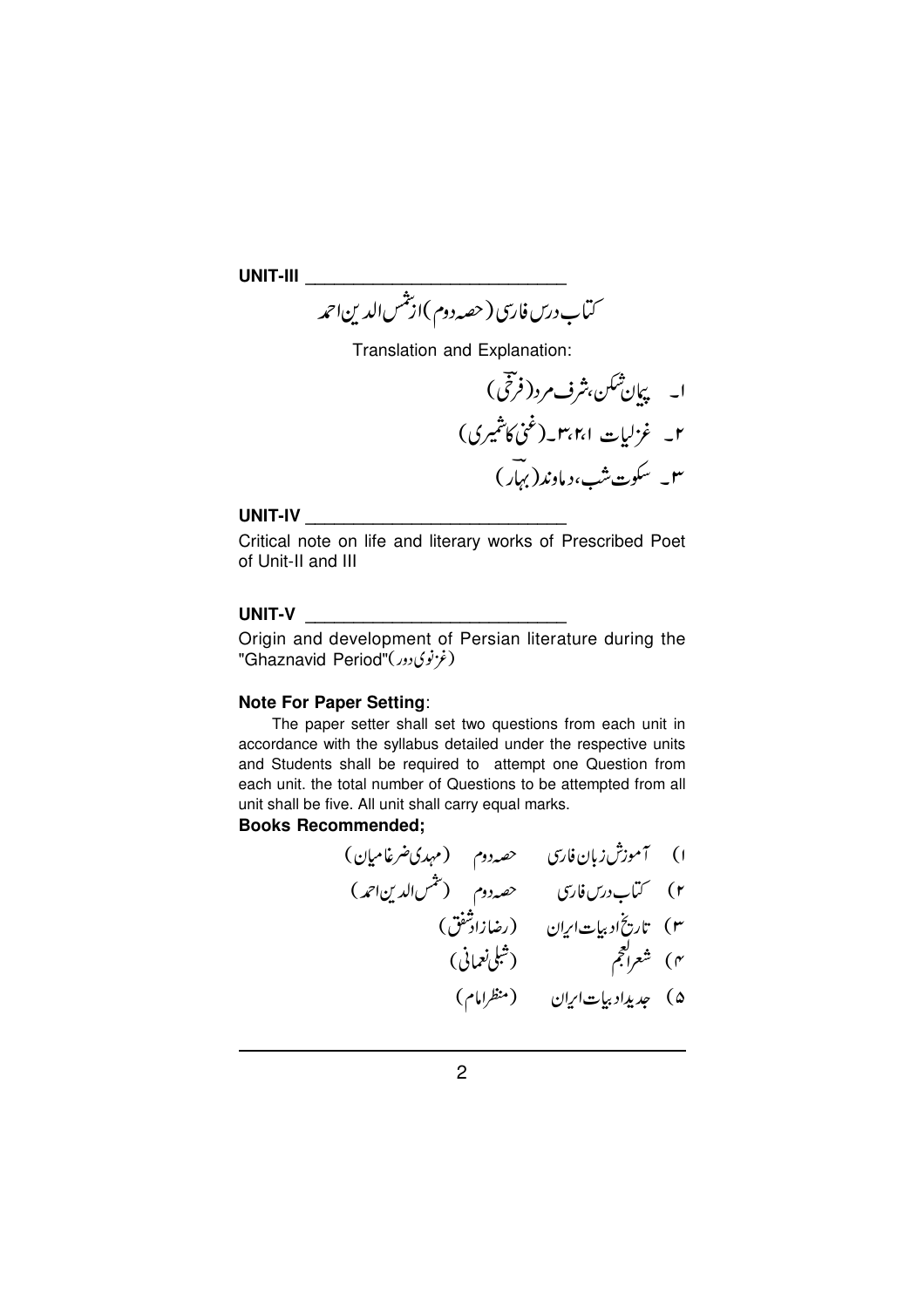## UNIT-III

کتاب درس فارسی (حصہ دوم) از شمس الدین احمد

Translation and Explanation:

۱۔ پیمان شکن، شرف مرد (فرخی)

۲۔ غزلیات ۱،۲،۳۔ (غنی کاشمیری)

۳۔ سکوت شب، دماوند (بہار)

## UNIT-IV

Critical note on life and literary works of Prescribed Poet of Unit-II and III

## UNIT-V

Origin and development of Persian literature during the "Ghaznavid Period"(غزنوی دور)

**Note For Paper Setting**:

The paper setter shall set two questions from each unit in accordance with the syllabus detailed under the respective units and Students shall be required to attempt one Question from each unit. the total number of Questions to be attempted from all unit shall be five. All unit shall carry equal marks.

**Books Recommended;**

۱) آموزش زبان فارسی حصہ دوم (مہدی ضرغامیان)

۲) کتاب درس فارسی حصہ دوم (شمس الدین احمد)

۳) تاریخ ادبیات ایران (رضازاد شفق)

۴) شعرالعجم (شبلی نعمانی)

۵) جدید ادبیات ایران (منظر امام)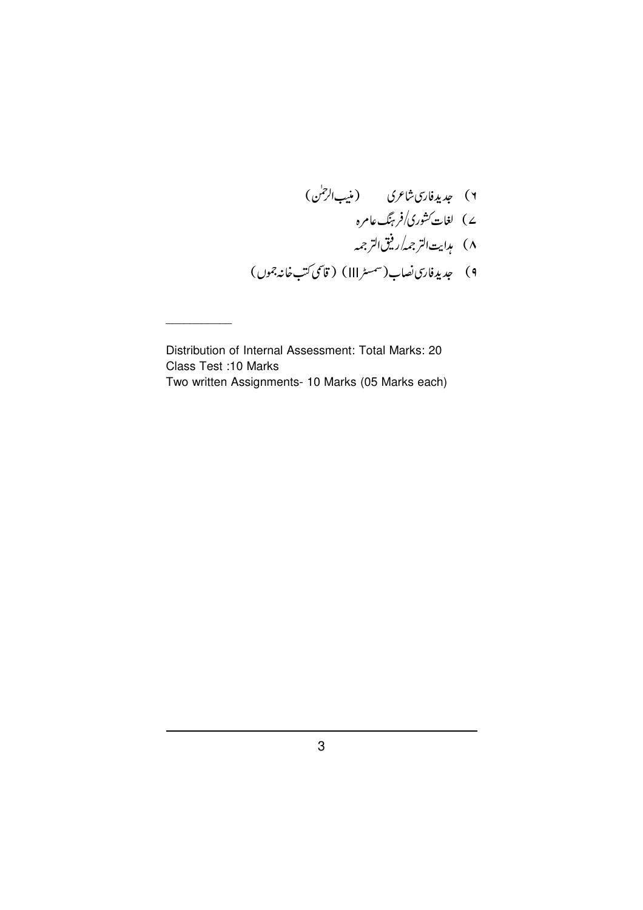۶) جدید فارسی شاعری (منیب الرحمٰن)

۷) لغات کشوری/فرہنگ عامرہ

۸) ہدایت الترجمہ/رفیق الترجمہ

۹) جدید فارسی نصاب (سمسٹر III) (قاسمی کتب خانہ جموں)

---

Distribution of Internal Assessment: Total Marks: 20
Class Test :10 Marks
Two written Assignments- 10 Marks (05 Marks each)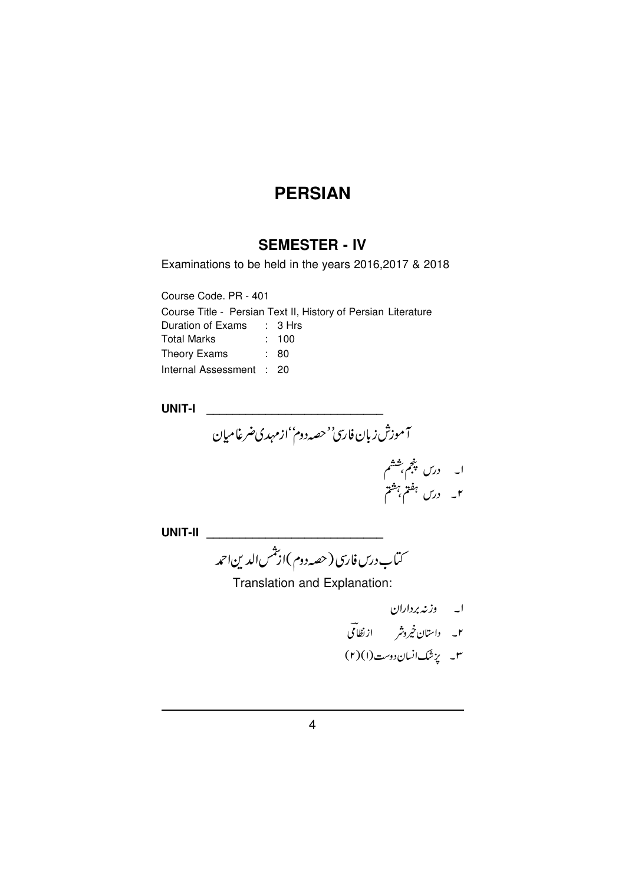# PERSIAN

## SEMESTER - IV

Examinations to be held in the years 2016,2017 & 2018

Course Code. PR - 401

Course Title - Persian Text II, History of Persian Literature

Duration of Exams : 3 Hrs

Total Marks : 100

Theory Exams : 80

Internal Assessment : 20

**UNIT-I** ___________________________

آموزش زبان فارسی ''حصہ دوم'' ازمہدی ضرغامیان

۱۔ درس پنجم، ششم

۲۔ درس ہفتم، ہشتم

**UNIT-II** ___________________________

کتاب درس فارسی (حصہ دوم) ازشمس الدین احمد

Translation and Explanation:

۱۔ وزنہ برداران

۲۔ داستان خیروشر ازنظامی

۳۔ پزشک انسان دوست (۱)(۲)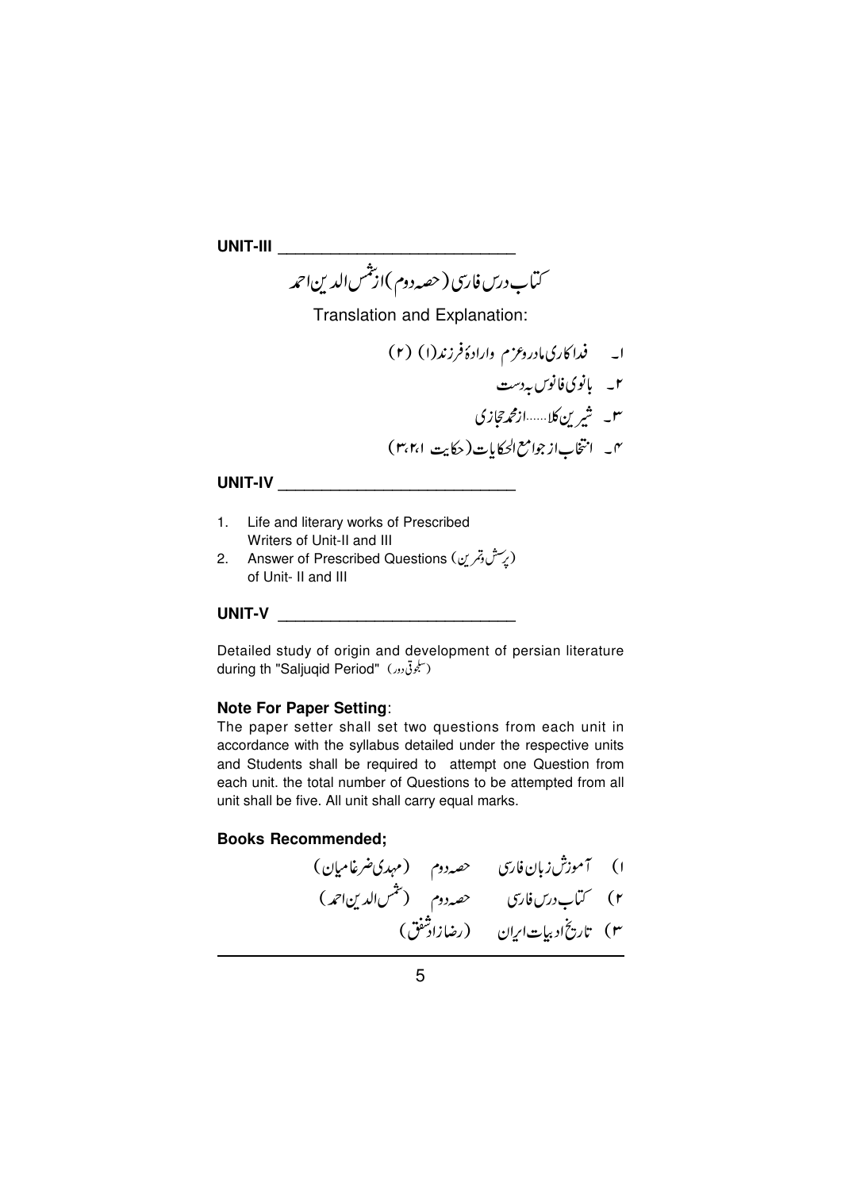## UNIT-III

کتاب درس فارسی (حصہ دوم) از شمس الدین احمد

Translation and Explanation:

۱۔ فداکاری مادر و عزم و ارادۂ فرزند (۱) (۲)

۲۔ بانوی فانوس بہ دست

۳۔ شیرین کلا......از محمد حجازی

۴۔ انتخاب از جوامع الحکایات (حکایت ۱،۲،۳)

## UNIT-IV

1. Life and literary works of Prescribed Writers of Unit-II and III
2. Answer of Prescribed Questions (پرسش و تمرین) of Unit- II and III

## UNIT-V

Detailed study of origin and development of persian literature during th "Saljuqid Period" (سلجوقی دور)

**Note For Paper Setting**:

The paper setter shall set two questions from each unit in accordance with the syllabus detailed under the respective units and Students shall be required to attempt one Question from each unit. the total number of Questions to be attempted from all unit shall be five. All unit shall carry equal marks.

**Books Recommended;**

۱) آموزش زبان فارسی حصہ دوم (مہدی ضرغامیان)

۲) کتاب درس فارسی حصہ دوم (شمس الدین احمد)

۳) تاریخ ادبیات ایران (رضازادہ شفق)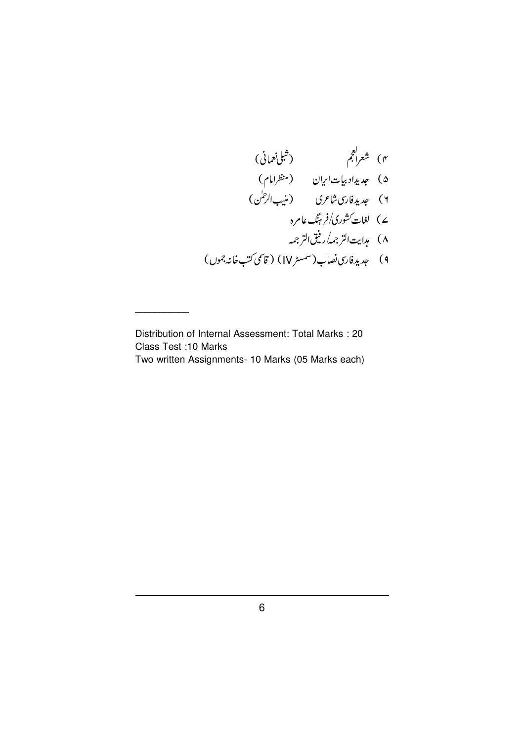۴) شعرالعجم (شبلی نعمانی)

۵) جدیدادبیات ایران (منظر امام)

۶) جدید فارسی شاعری (منیب الرحمٰن)

۷) لغات کشوری/فرہنگ عامرہ

۸) ہدایت الترجمہ/رفیق الترجمہ

۹) جدید فارسی نصاب (سمسٹر IV) (قاسمی کتب خانہ جموں)

---

Distribution of Internal Assessment: Total Marks : 20
Class Test :10 Marks
Two written Assignments- 10 Marks (05 Marks each)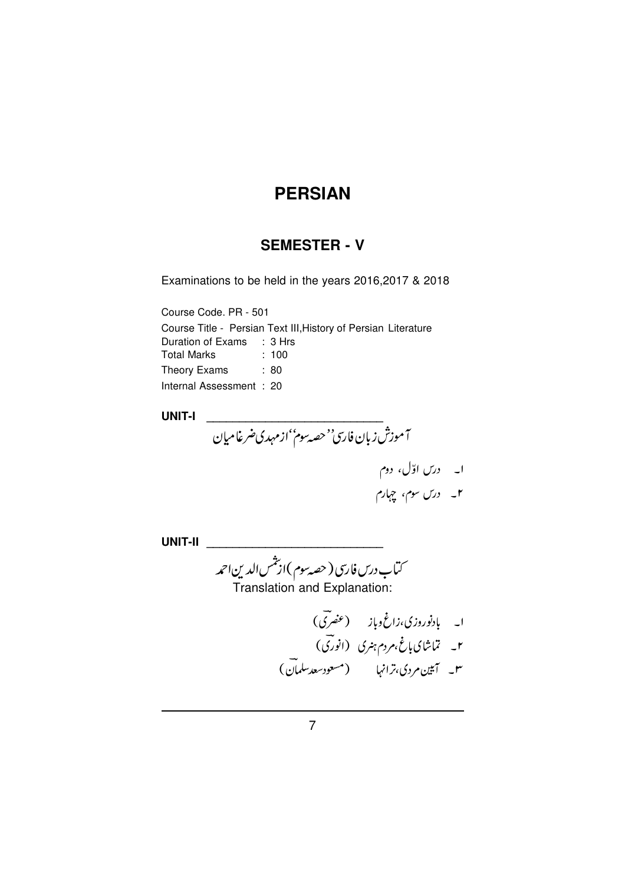# PERSIAN

## SEMESTER - V

Examinations to be held in the years 2016,2017 & 2018

Course Code. PR - 501

Course Title - Persian Text III,History of Persian Literature

Duration of Exams : 3 Hrs

Total Marks : 100

Theory Exams : 80

Internal Assessment : 20

**UNIT-I**

آموزش زبان فارسی ''حصہ سوم'' از مہدی ضرغامیان

۱۔ درس اوّل، دوم

۲۔ درس سوم، چہارم

**UNIT-II**

کتاب درس فارسی (حصہ سوم) از شمس الدین احمد

Translation and Explanation:

۱۔ بادنوروزی، زاغ و باز (عنصریؔ)

۲۔ تماشای باغ، مردم ہنری (انوریؔ)

۳۔ آیین مردی، ترانہا (مسعود سعد سلمانؔ)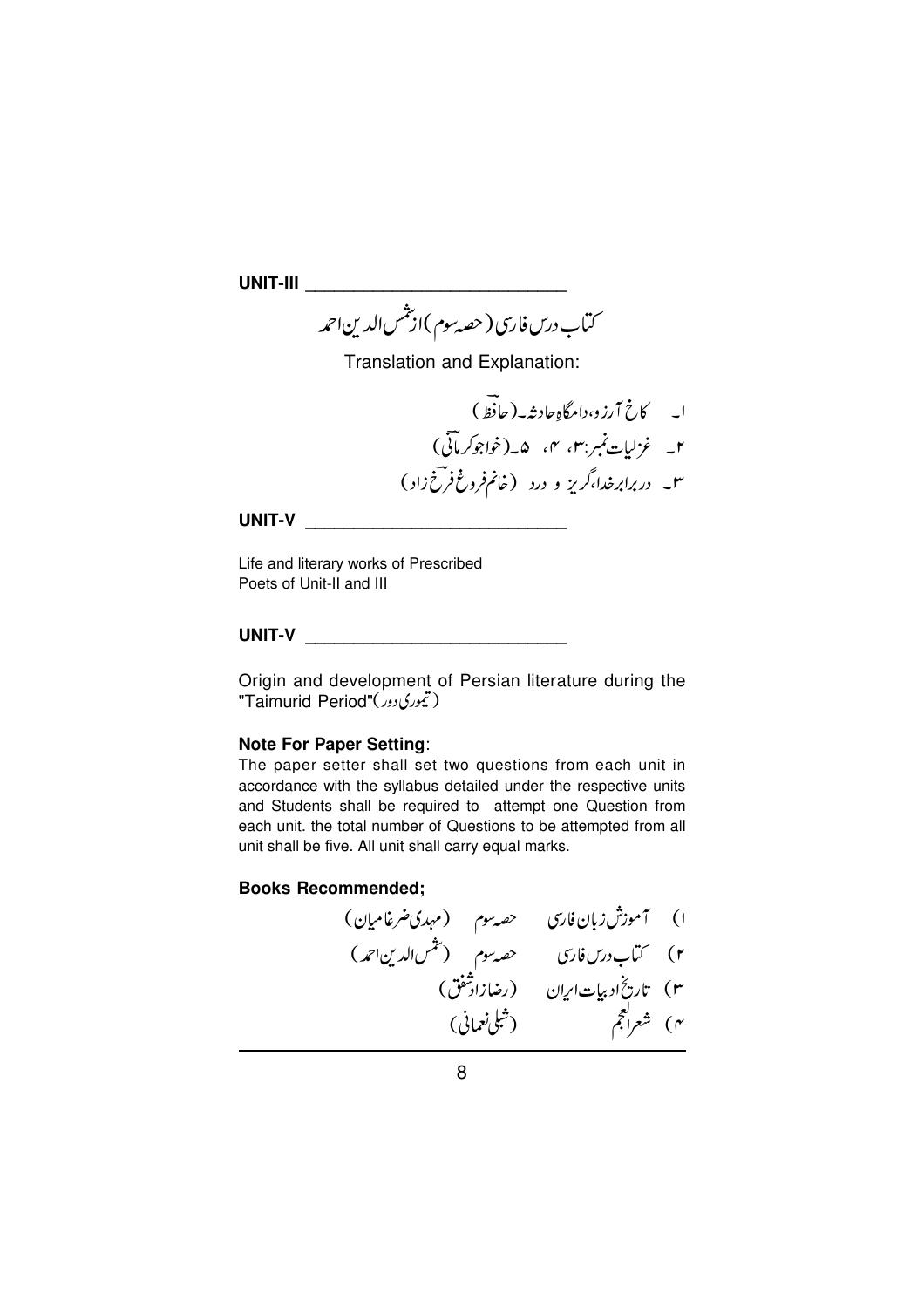**UNIT-III**

کتاب درس فارسی (حصہ سوم) ازشمس الدین احمد

Translation and Explanation:

۱۔ کاخ آرزو، دامگاہِ حادثہ۔(حافظ)
۲۔ غزلیات نمبر:۳، ۴، ۵۔(خواجو کرمانی)
۳۔ دربرابرخدا، گریز و درد (خانم فروغ فرخ زاد)

**UNIT-V**

Life and literary works of Prescribed Poets of Unit-II and III

**UNIT-V**

Origin and development of Persian literature during the "Taimurid Period"(تیموری دور)

**Note For Paper Setting**:
The paper setter shall set two questions from each unit in accordance with the syllabus detailed under the respective units and Students shall be required to attempt one Question from each unit. the total number of Questions to be attempted from all unit shall be five. All unit shall carry equal marks.

**Books Recommended;**

۱) آموزش زبان فارسی حصہ سوم (مہدی ضرغامیان)
۲) کتاب درس فارسی حصہ سوم (شمس الدین احمد)
۳) تاریخ ادبیات ایران (رضازادشفق)
۴) شعرالعجم (شبلی نعمانی)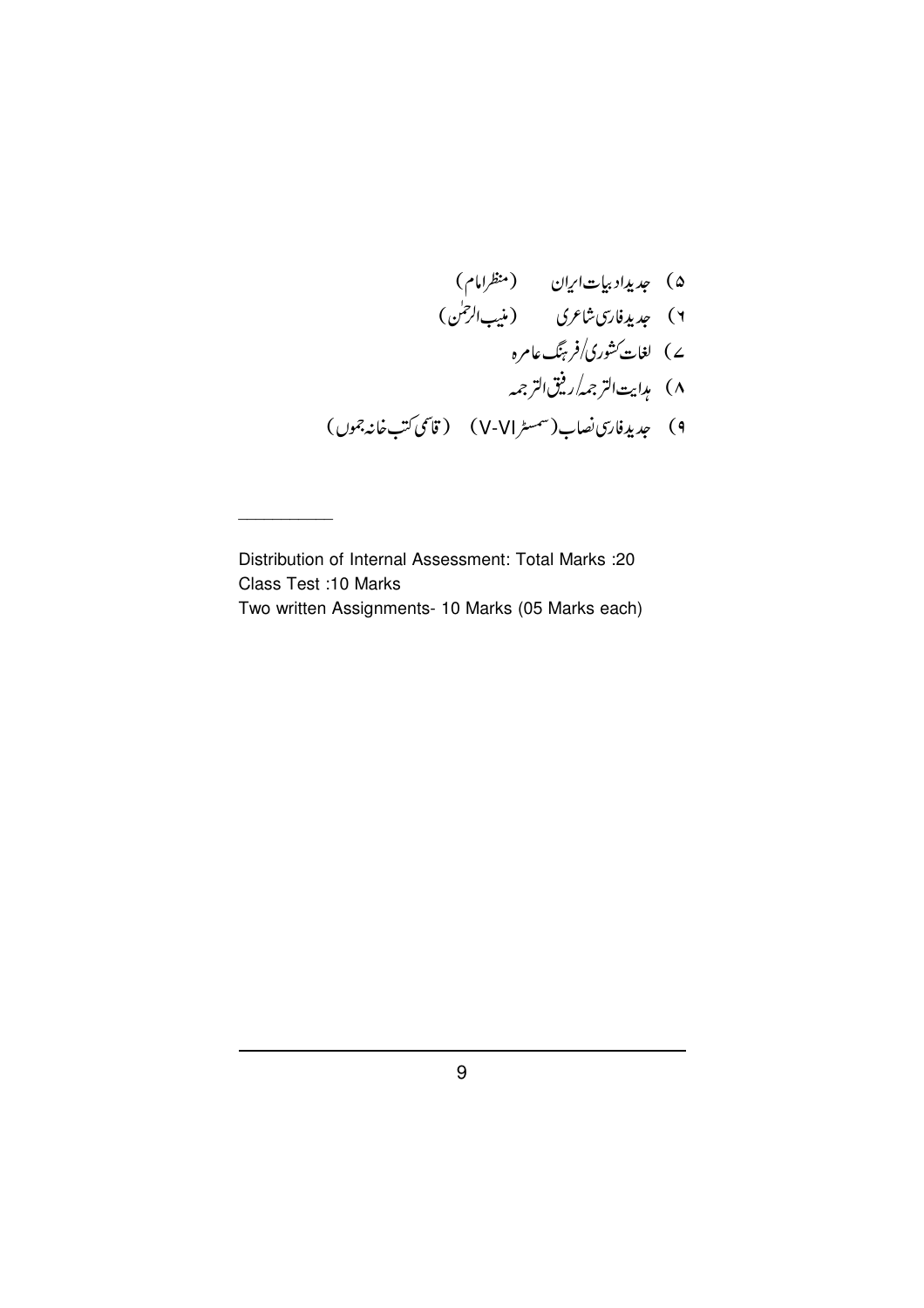۵) جدید ادبیات ایران (منظر امام)

۶) جدید فارسی شاعری (منیب الرحمٰن)

۷) لغات کشوری/فرہنگ عامرہ

۸) ہدایت الترجمہ/رفیق الترجمہ

۹) جدید فارسی نصاب (سمسٹر V-VI) (قاسمی کتب خانہ جموں)

---

Distribution of Internal Assessment: Total Marks :20

Class Test :10 Marks

Two written Assignments- 10 Marks (05 Marks each)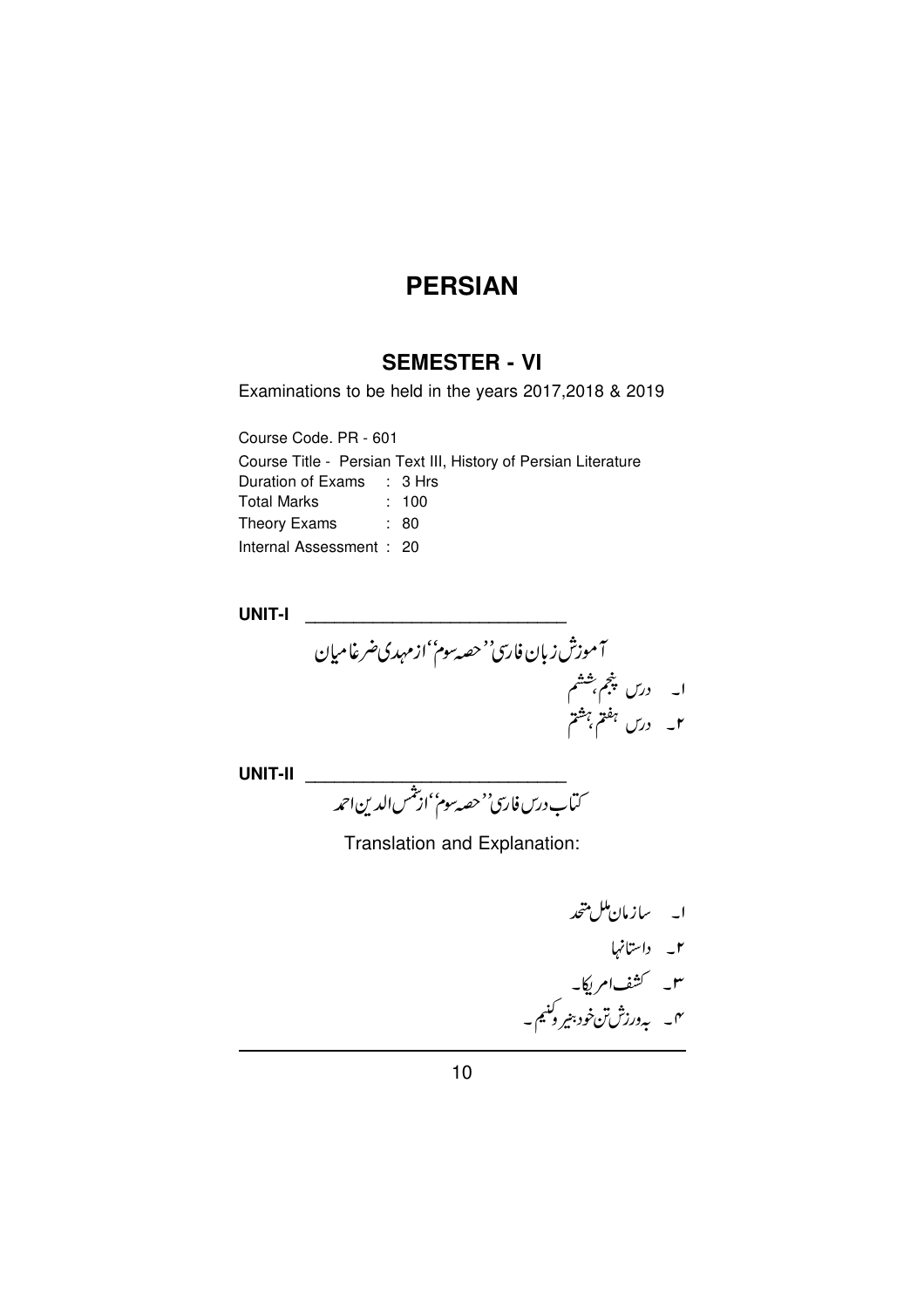# PERSIAN

## SEMESTER - VI

Examinations to be held in the years 2017,2018 & 2019

Course Code. PR - 601

Course Title - Persian Text III, History of Persian Literature

Duration of Exams : 3 Hrs

Total Marks : 100

Theory Exams : 80

Internal Assessment : 20

**UNIT-I** ___________________________

آموزش زبان فارسی ''حصہ سوم'' از مہدی ضرغامیان

۱۔ درس پنجم، ششم

۲۔ درس ہفتم، ہشتم

**UNIT-II** ___________________________

کتاب درس فارسی ''حصہ سوم'' از شمس الدین احمد

Translation and Explanation:

۱۔ سازمان ملل متحد

۲۔ داستانہا

۳۔ کشف امریکا۔

۴۔ بہ ورزش تن خود بنیرو کنیم۔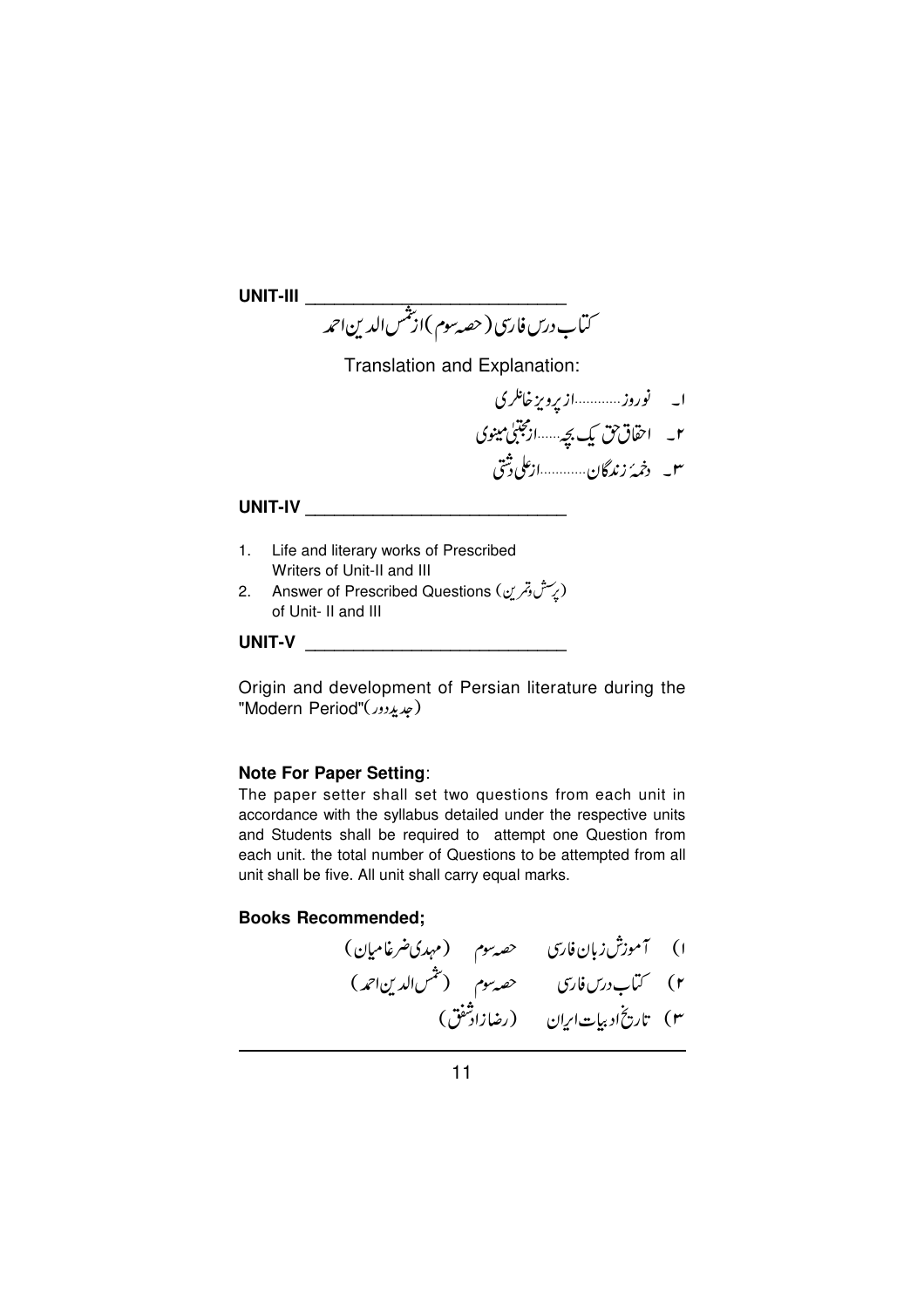## UNIT-III

کتاب درس فارسی (حصہ سوم) از شمس الدین احمد

Translation and Explanation:

۱۔ نوروز............از پرویز خانلری

۲۔ احقاق حق یک بچہ......از مجتبیٰ مینوی

۳۔ دخمۂ زندگان............از علی دشتی

## UNIT-IV

1. Life and literary works of Prescribed Writers of Unit-II and III
2. Answer of Prescribed Questions (پرسش و تمرین) of Unit- II and III

## UNIT-V

Origin and development of Persian literature during the "Modern Period"(جدید دور)

**Note For Paper Setting**:

The paper setter shall set two questions from each unit in accordance with the syllabus detailed under the respective units and Students shall be required to attempt one Question from each unit. the total number of Questions to be attempted from all unit shall be five. All unit shall carry equal marks.

**Books Recommended;**

۱) آموزش زبان فارسی حصہ سوم (مہدی ضرغامیان)

۲) کتاب درس فارسی حصہ سوم (شمس الدین احمد)

۳) تاریخ ادبیات ایران (رضازاد شفق)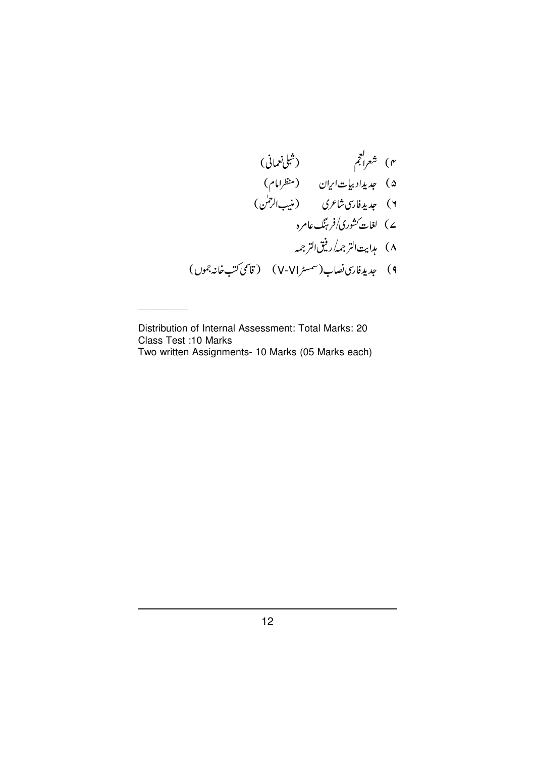۴) شعرالعجم (شبلی نعمانی)

۵) جدیدادبیات ایران (منظرامام)

۶) جدیدفارسی شاعری (منیب الرحمٰن)

۷) لغات کشوری/فرہنگ عامرہ

۸) ہدایت الترجمہ/رفیق الترجمہ

۹) جدیدفارسی نصاب (سمسٹرV-VI) (قاسمی کتب خانہ جموں)

---

Distribution of Internal Assessment: Total Marks: 20
Class Test :10 Marks
Two written Assignments- 10 Marks (05 Marks each)